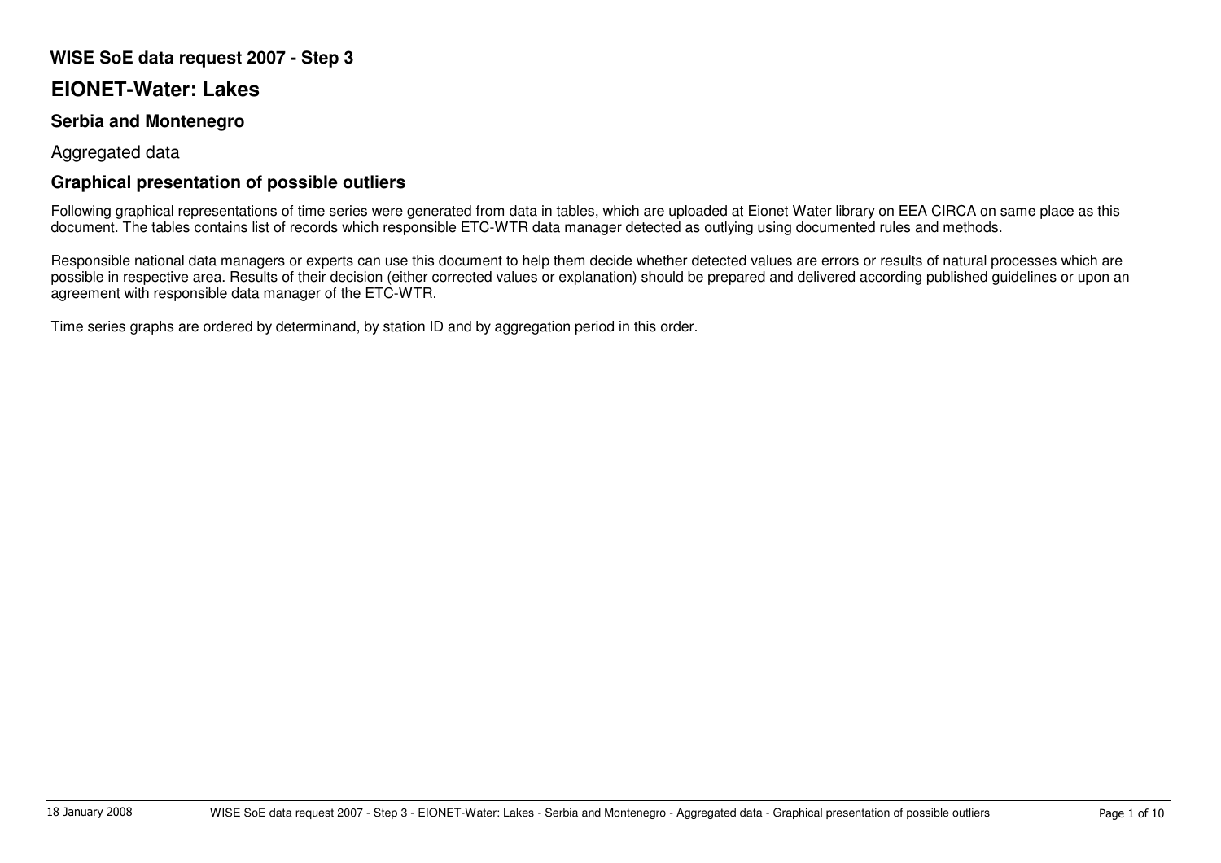## WISE SoE data request 2007 - Step 3

# EIONET-Water: Lakes

### Serbia and Montenegro

Aggregated data

### Graphical presentation of possible outliers

Following graphical representations of time series were generated from data in tables, which are uploaded at Eionet Water library on EEA CIRCA on same place as this document. The tables contains list of records which responsible ETC-WTR data manager detected as outlying using documented rules and methods.

Responsible national data managers or experts can use this document to help them decide whether detected values are errors or results of natural processes which are possible in respective area. Results of their decision (either corrected values or explanation) should be prepared and delivered according published guidelines or upon an agreement with responsible data manager of the ETC-WTR.

Time series graphs are ordered by determinand, by station ID and by aggregation period in this order.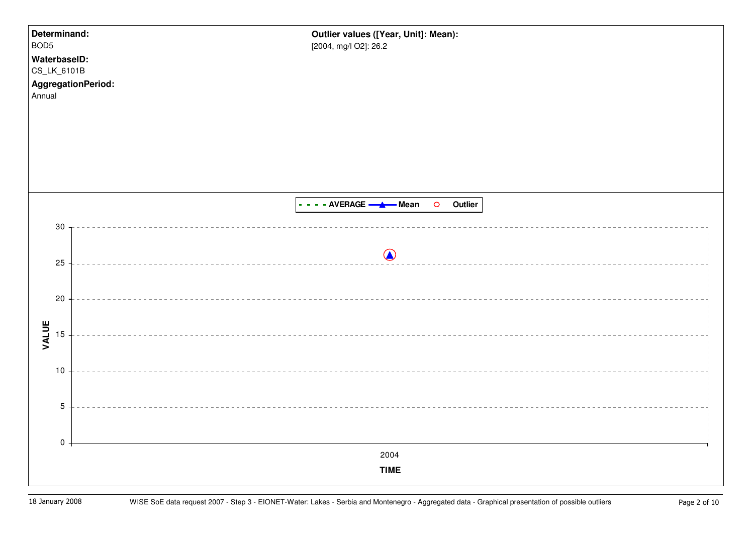**Determinand:**
BOD5

**WaterbaseID:**
CS_LK_6101B

**AggregationPeriod:**
Annual

**Outlier values ([Year, Unit]: Mean):**
[2004, mg/l O2]: 26.2

- - - - AVERAGE —▲— Mean ○ Outlier

VALUE

30
25
20
15
10
5
0

2004

TIME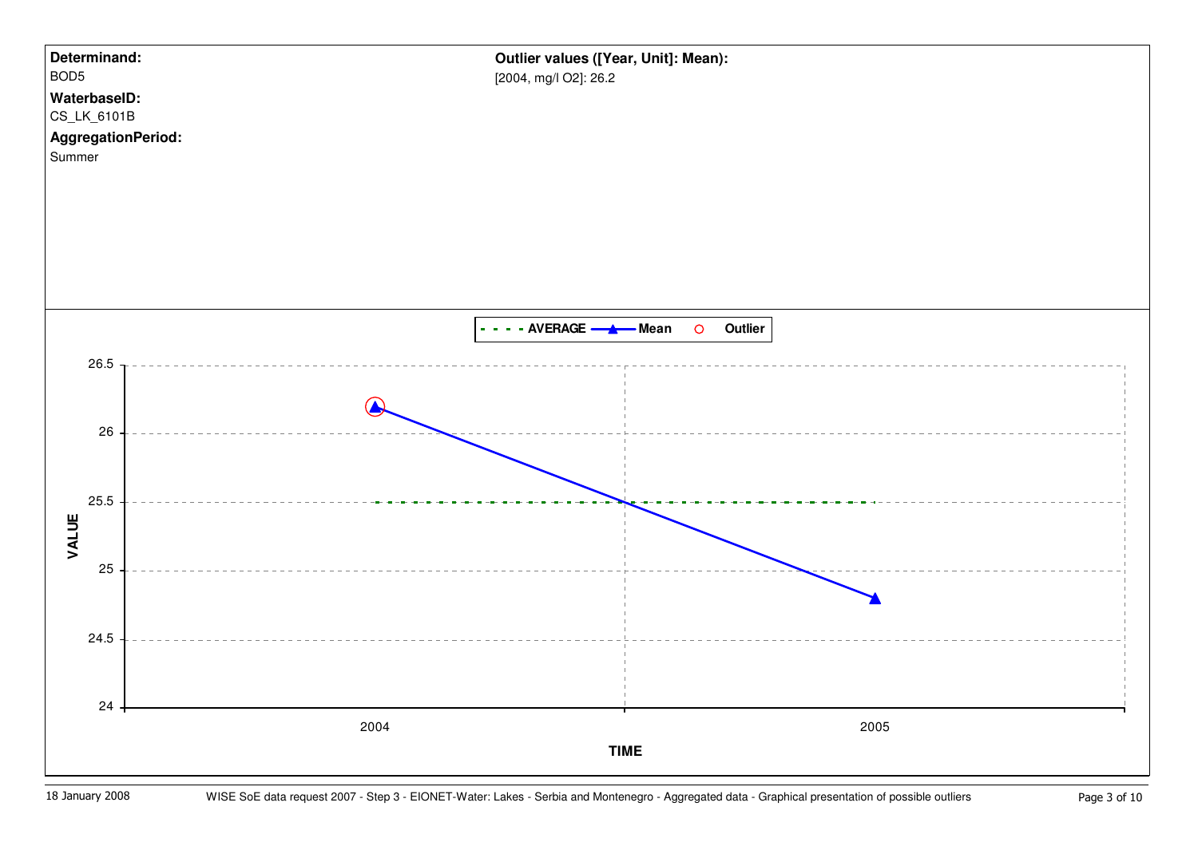**Determinand:**

BOD5

**WaterbaseID:**

CS_LK_6101B

**AggregationPeriod:**

Summer

**Outlier values ([Year, Unit]: Mean):**

[2004, mg/l O2]: 26.2

AVERAGE — Mean — Outlier

VALUE

26.5
26
25.5
25
24.5
24

2004
2005

TIME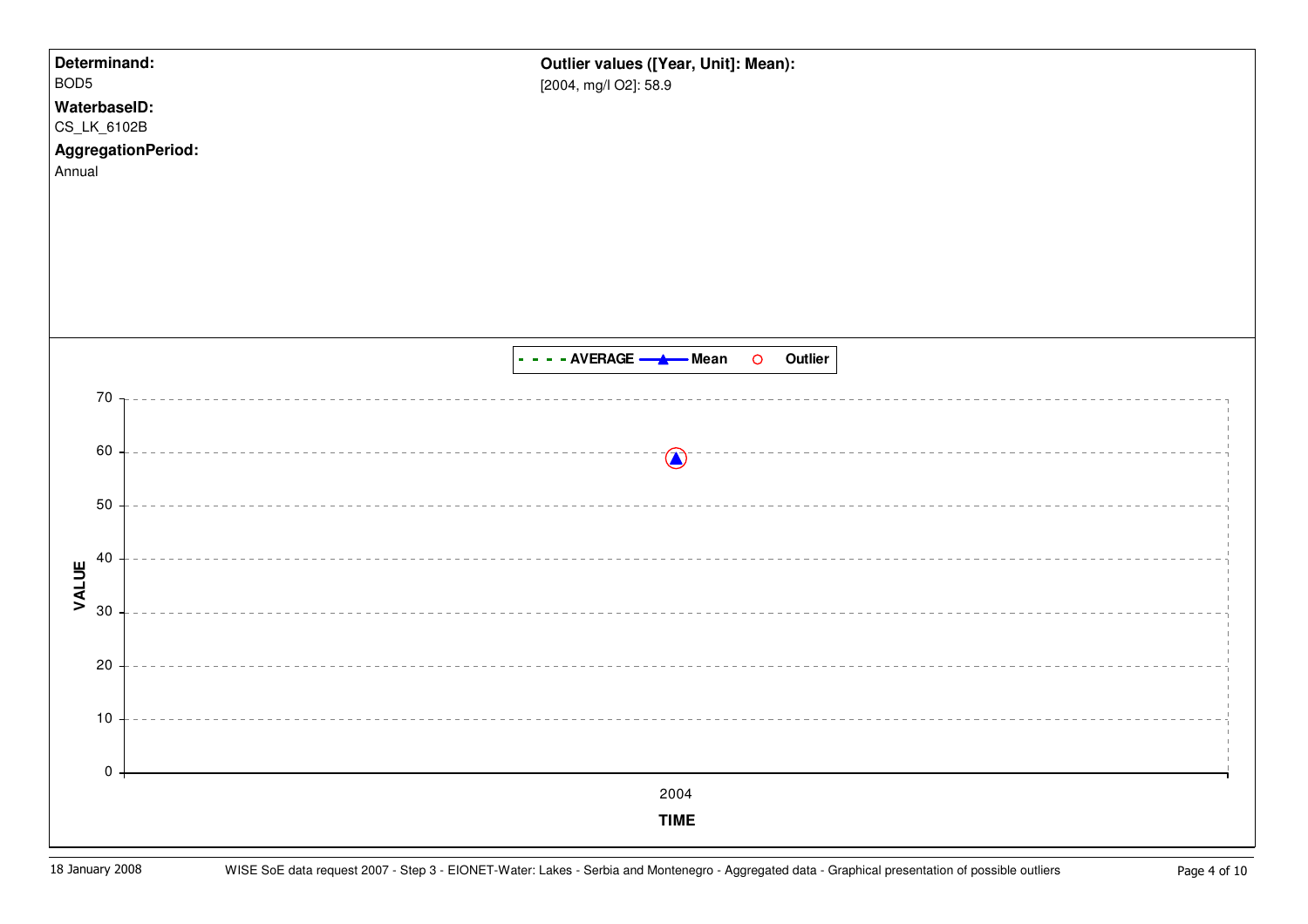**Determinand:**

BOD5

**WaterbaseID:**

CS_LK_6102B

**AggregationPeriod:**

Annual

**Outlier values ([Year, Unit]: Mean):**

[2004, mg/l O2]: 58.9

- - - - AVERAGE —▲— Mean ○ Outlier

VALUE

70
60
50
40
30
20
10
0

2004

TIME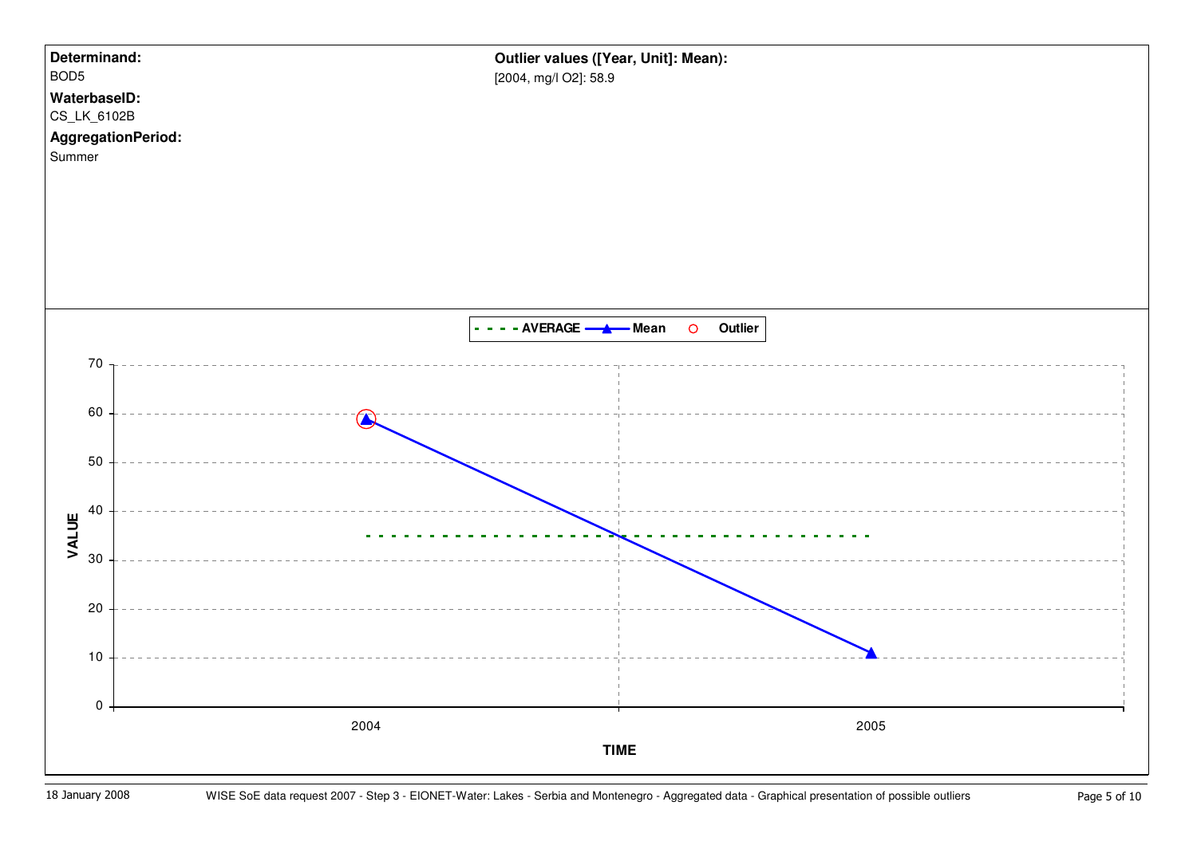**Determinand:**
BOD5

**WaterbaseID:**
CS_LK_6102B

**AggregationPeriod:**
Summer

**Outlier values ([Year, Unit]: Mean):**
[2004, mg/l O2]: 58.9

- - - - AVERAGE —▲— Mean ○ Outlier

VALUE

70
60
50
40
30
20
10
0

2004 2005

TIME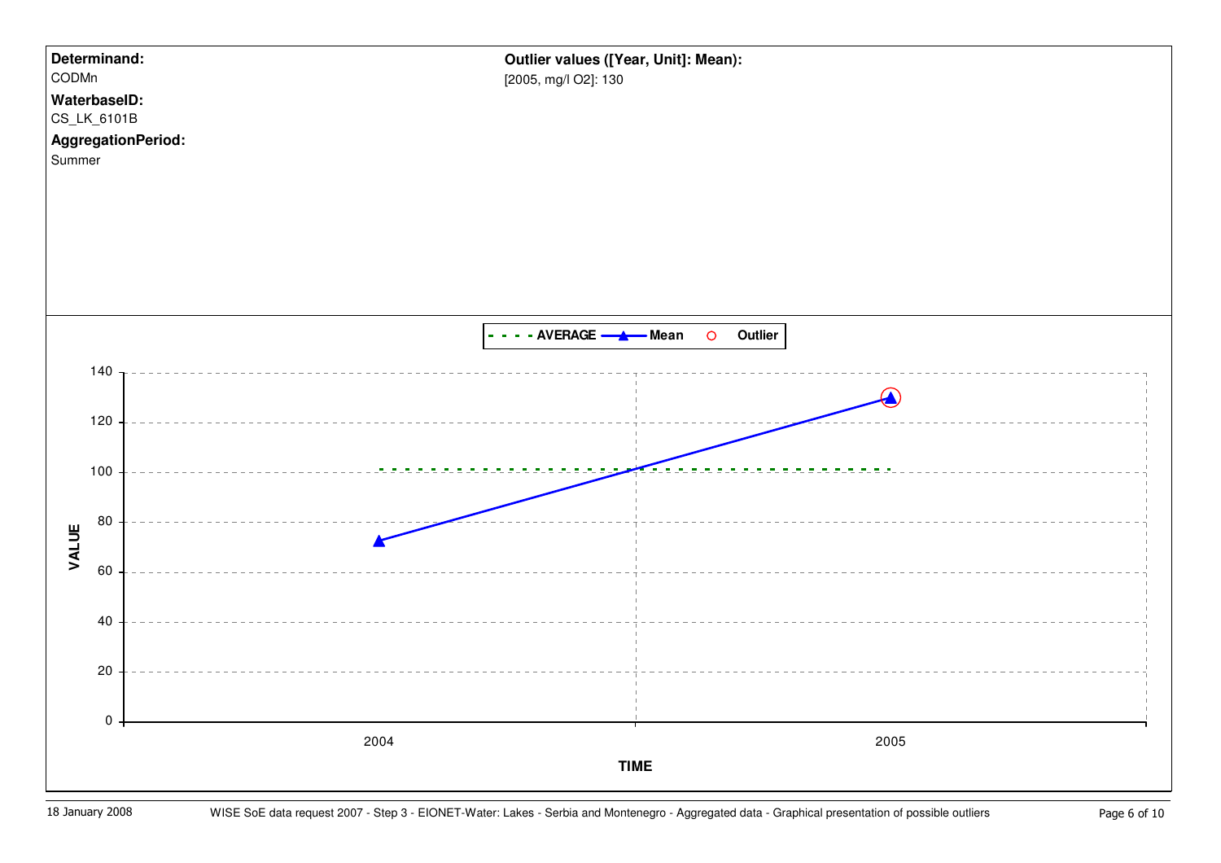**Determinand:**

CODMn

**WaterbaseID:**

CS_LK_6101B

**AggregationPeriod:**

Summer

**Outlier values ([Year, Unit]: Mean):**

[2005, mg/l O2]: 130

AVERAGE | Mean | Outlier

VALUE: 0, 20, 40, 60, 80, 100, 120, 140

TIME: 2004, 2005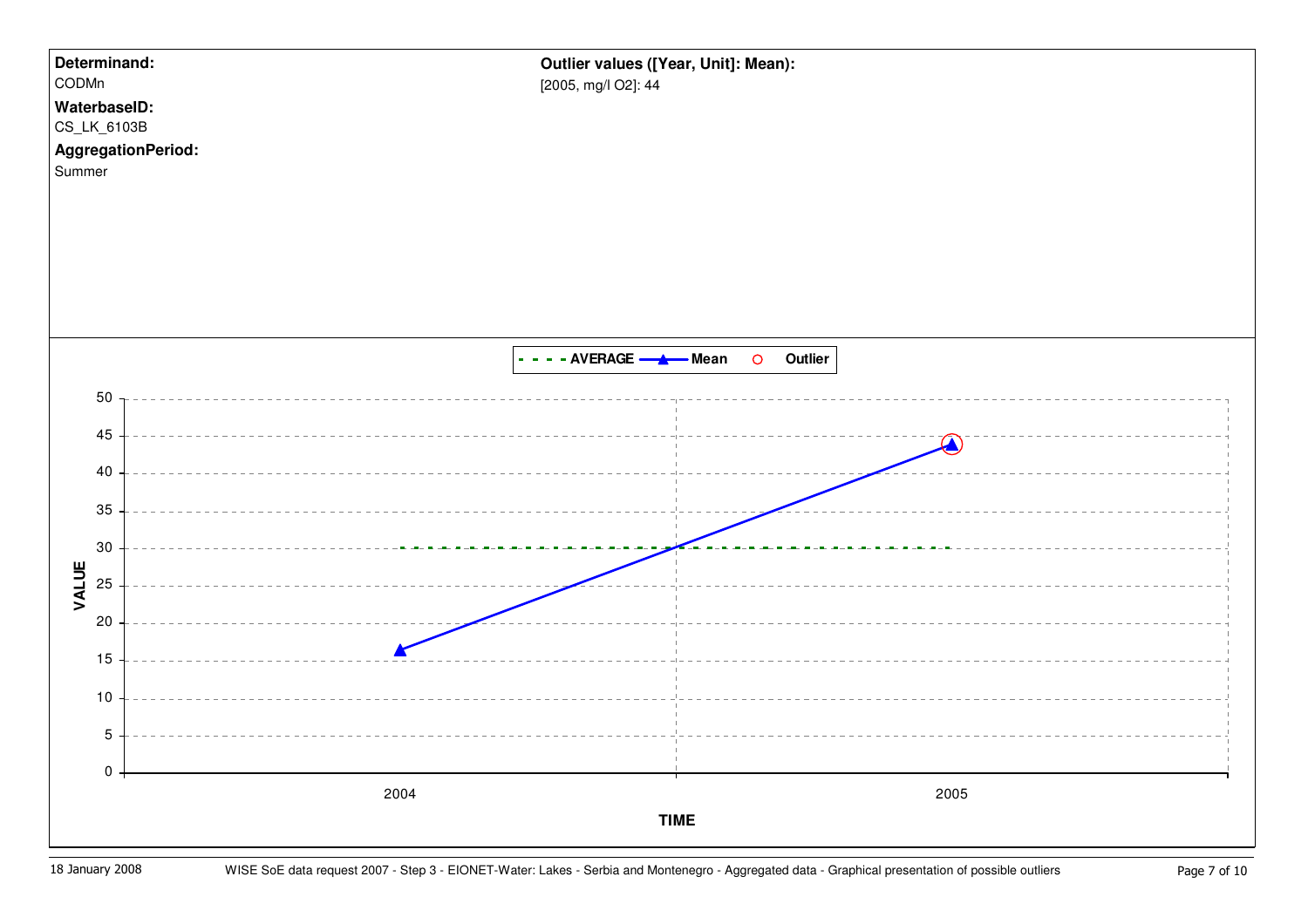**Determinand:**
CODMn

**WaterbaseID:**
CS_LK_6103B

**AggregationPeriod:**
Summer

**Outlier values ([Year, Unit]: Mean):**
[2005, mg/l O2]: 44

AVERAGE — Mean — Outlier

VALUE

50
45
40
35
30
25
20
15
10
5
0

2004 2005

TIME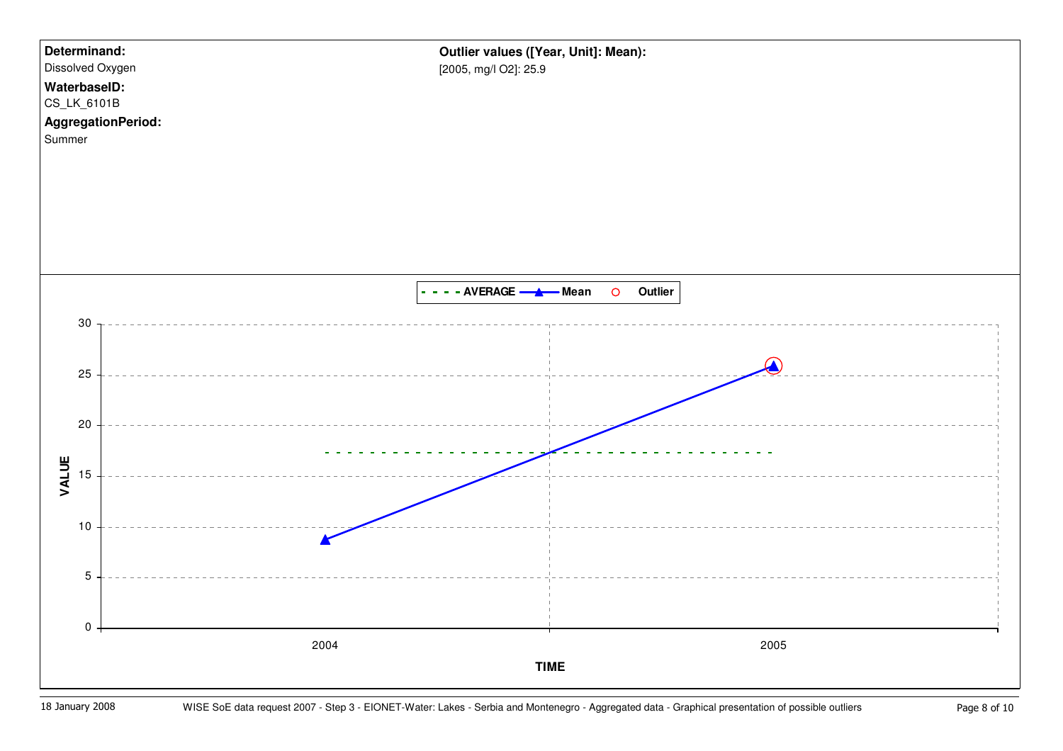**Determinand:**
Dissolved Oxygen

**WaterbaseID:**
CS_LK_6101B

**AggregationPeriod:**
Summer

**Outlier values ([Year, Unit]: Mean):**
[2005, mg/l O2]: 25.9

- - - AVERAGE —▲— Mean ○ Outlier

VALUE

30
25
20
15
10
5
0

2004 2005

TIME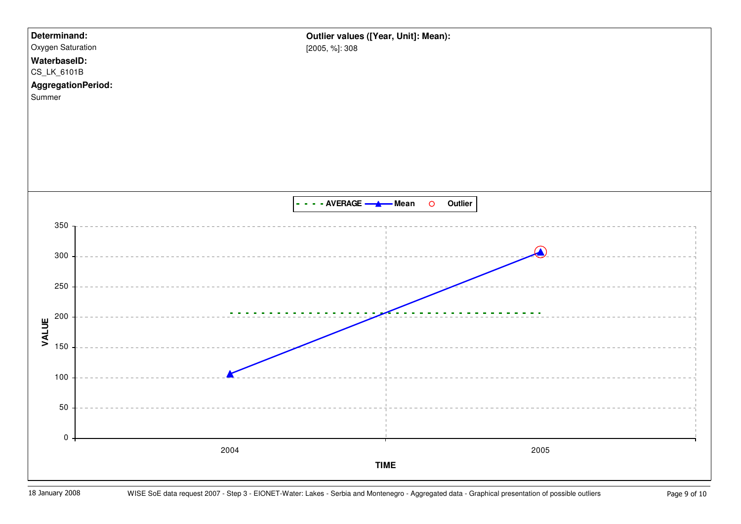**Determinand:**
Oxygen Saturation

**WaterbaseID:**
CS_LK_6101B

**AggregationPeriod:**
Summer

**Outlier values ([Year, Unit]: Mean):**
[2005, %]: 308

AVERAGE — Mean — Outlier

VALUE

TIME

350
300
250
200
150
100
50
0

2004 2005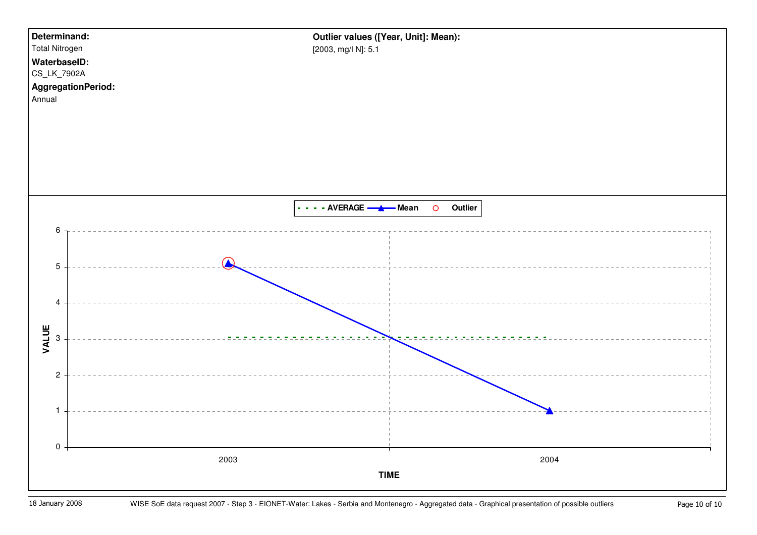**Determinand:**
Total Nitrogen

**WaterbaseID:**
CS_LK_7902A

**AggregationPeriod:**
Annual

**Outlier values ([Year, Unit]: Mean):**
[2003, mg/l N]: 5.1

AVERAGE
Mean
Outlier

VALUE

0
1
2
3
4
5
6

2003
2004

TIME